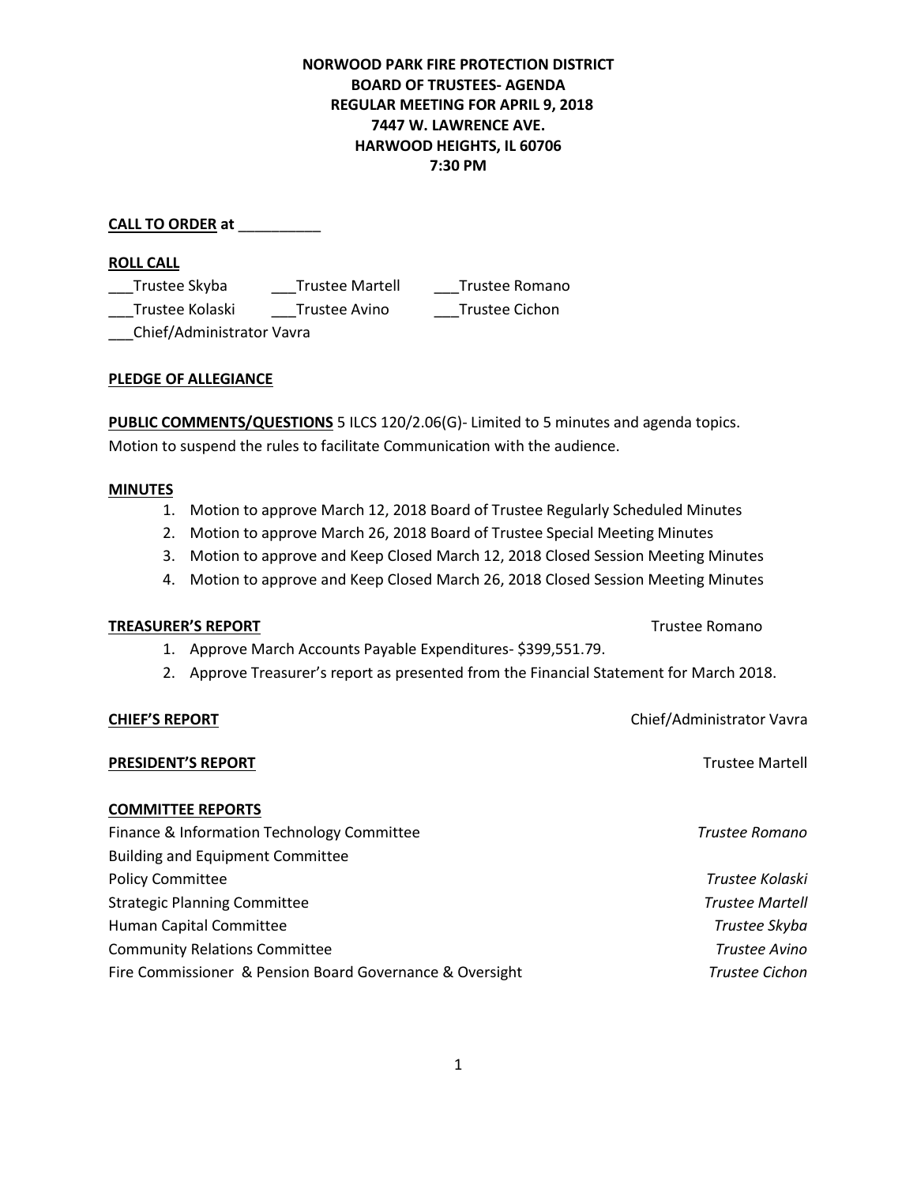**NORWOOD PARK FIRE PROTECTION DISTRICT**
**BOARD OF TRUSTEES- AGENDA**
**REGULAR MEETING FOR APRIL 9, 2018**
**7447 W. LAWRENCE AVE.**
**HARWOOD HEIGHTS, IL 60706**
**7:30 PM**

**CALL TO ORDER at** __________

**ROLL CALL**

___Trustee Skyba ___Trustee Martell ___Trustee Romano
___Trustee Kolaski ___Trustee Avino ___Trustee Cichon
___Chief/Administrator Vavra

**PLEDGE OF ALLEGIANCE**

**PUBLIC COMMENTS/QUESTIONS** 5 ILCS 120/2.06(G)- Limited to 5 minutes and agenda topics.
Motion to suspend the rules to facilitate Communication with the audience.

**MINUTES**

1. Motion to approve March 12, 2018 Board of Trustee Regularly Scheduled Minutes
2. Motion to approve March 26, 2018 Board of Trustee Special Meeting Minutes
3. Motion to approve and Keep Closed March 12, 2018 Closed Session Meeting Minutes
4. Motion to approve and Keep Closed March 26, 2018 Closed Session Meeting Minutes

**TREASURER'S REPORT** Trustee Romano

1. Approve March Accounts Payable Expenditures- $399,551.79.
2. Approve Treasurer's report as presented from the Financial Statement for March 2018.

**CHIEF'S REPORT** Chief/Administrator Vavra

**PRESIDENT'S REPORT** Trustee Martell

**COMMITTEE REPORTS**

Finance & Information Technology Committee *Trustee Romano*
Building and Equipment Committee
Policy Committee *Trustee Kolaski*
Strategic Planning Committee *Trustee Martell*
Human Capital Committee *Trustee Skyba*
Community Relations Committee *Trustee Avino*
Fire Commissioner & Pension Board Governance & Oversight *Trustee Cichon*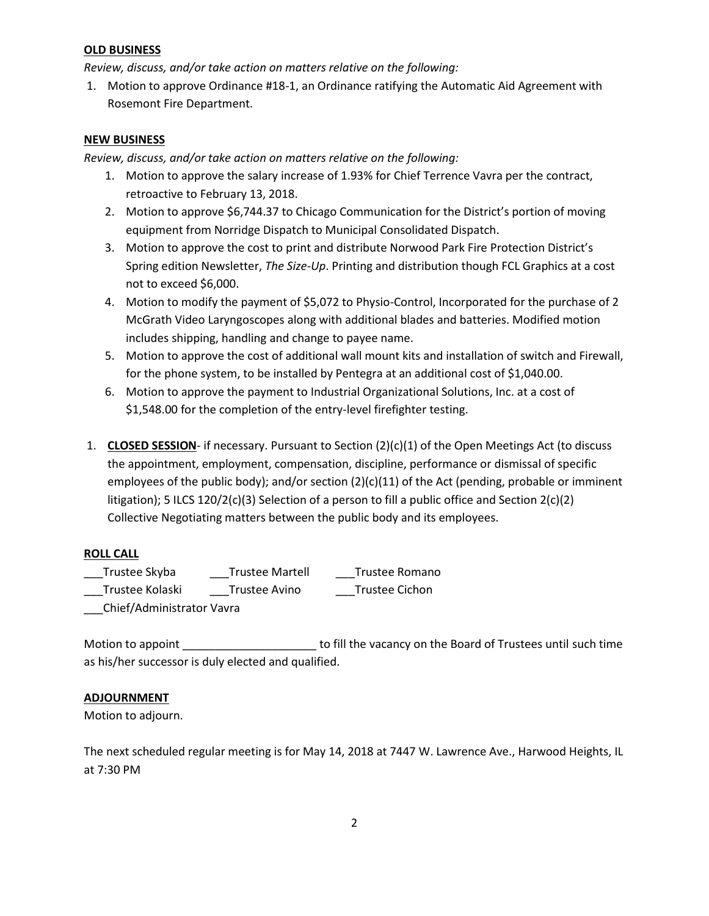**OLD BUSINESS**

*Review, discuss, and/or take action on matters relative on the following:*

1. Motion to approve Ordinance #18-1, an Ordinance ratifying the Automatic Aid Agreement with Rosemont Fire Department.

**NEW BUSINESS**

*Review, discuss, and/or take action on matters relative on the following:*

1. Motion to approve the salary increase of 1.93% for Chief Terrence Vavra per the contract, retroactive to February 13, 2018.
2. Motion to approve $6,744.37 to Chicago Communication for the District's portion of moving equipment from Norridge Dispatch to Municipal Consolidated Dispatch.
3. Motion to approve the cost to print and distribute Norwood Park Fire Protection District's Spring edition Newsletter, *The Size-Up*. Printing and distribution though FCL Graphics at a cost not to exceed $6,000.
4. Motion to modify the payment of $5,072 to Physio-Control, Incorporated for the purchase of 2 McGrath Video Laryngoscopes along with additional blades and batteries. Modified motion includes shipping, handling and change to payee name.
5. Motion to approve the cost of additional wall mount kits and installation of switch and Firewall, for the phone system, to be installed by Pentegra at an additional cost of $1,040.00.
6. Motion to approve the payment to Industrial Organizational Solutions, Inc. at a cost of $1,548.00 for the completion of the entry-level firefighter testing.

1. **CLOSED SESSION**- if necessary. Pursuant to Section (2)(c)(1) of the Open Meetings Act (to discuss the appointment, employment, compensation, discipline, performance or dismissal of specific employees of the public body); and/or section (2)(c)(11) of the Act (pending, probable or imminent litigation); 5 ILCS 120/2(c)(3) Selection of a person to fill a public office and Section 2(c)(2) Collective Negotiating matters between the public body and its employees.

**ROLL CALL**

___Trustee Skyba ___Trustee Martell ___Trustee Romano

___Trustee Kolaski ___Trustee Avino ___Trustee Cichon

___Chief/Administrator Vavra

Motion to appoint ____________________ to fill the vacancy on the Board of Trustees until such time as his/her successor is duly elected and qualified.

**ADJOURNMENT**

Motion to adjourn.

The next scheduled regular meeting is for May 14, 2018 at 7447 W. Lawrence Ave., Harwood Heights, IL at 7:30 PM